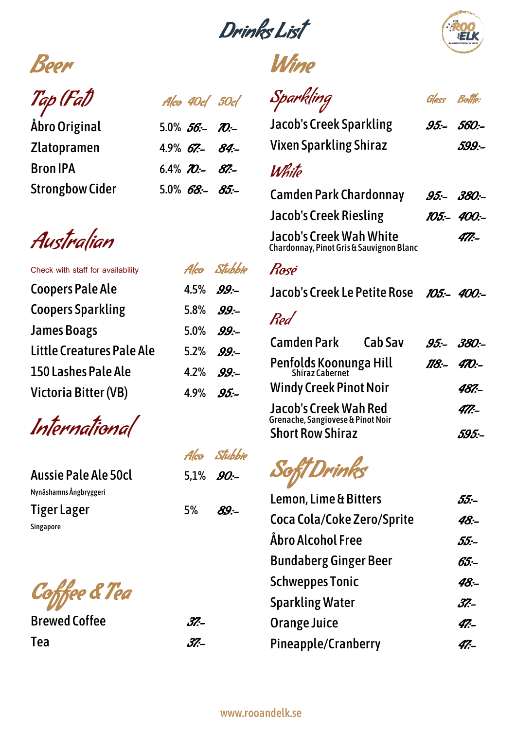# Drinks List

## Beer

### Tap (Fat)

| | Alco | 40cl | 50cl |
|---|---|---|---|
| Åbro Original | 5.0% | 56:- | 70:- |
| Zlatopramen | 4.9% | 67:- | 84:- |
| Bron IPA | 6.4% | 70:- | 87:- |
| Strongbow Cider | 5.0% | 68:- | 85:- |

### Australian

Check with staff for availability

| | Alco | Stubbie |
|---|---|---|
| Coopers Pale Ale | 4.5% | 99:- |
| Coopers Sparkling | 5.8% | 99:- |
| James Boags | 5.0% | 99:- |
| Little Creatures Pale Ale | 5.2% | 99:- |
| 150 Lashes Pale Ale | 4.2% | 99:- |
| Victoria Bitter (VB) | 4.9% | 95:- |

### International

| | Alco | Stubbie |
|---|---|---|
| Aussie Pale Ale 50cl<br>Nynäshamns Ångbryggeri | 5,1% | 90:- |
| Tiger Lager<br>Singapore | 5% | 89:- |

## Coffee & Tea

| | |
|---|---|
| Brewed Coffee | 37:- |
| Tea | 37:- |

## Wine

### Sparkling

| | Glass | Bottle: |
|---|---|---|
| Jacob's Creek Sparkling | 95:- | 560:- |
| Vixen Sparkling Shiraz | | 599:- |

### White

| | Glass | Bottle |
|---|---|---|
| Camden Park Chardonnay | 95:- | 380:- |
| Jacob's Creek Riesling | 105:- | 400:- |
| Jacob's Creek Wah White<br>Chardonnay, Pinot Gris & Sauvignon Blanc | | 477:- |

### Rosé

| | Glass | Bottle |
|---|---|---|
| Jacob's Creek Le Petite Rose | 105:- | 400:- |

### Red

| | Glass | Bottle |
|---|---|---|
| Camden Park Cab Sav | 95:- | 380:- |
| Penfolds Koonunga Hill<br>Shiraz Cabernet | 118:- | 470:- |
| Windy Creek Pinot Noir | | 487:- |
| Jacob's Creek Wah Red<br>Grenache, Sangiovese & Pinot Noir | | 477:- |
| Short Row Shiraz | | 595:- |

## Soft Drinks

| | |
|---|---|
| Lemon, Lime & Bitters | 55:- |
| Coca Cola/Coke Zero/Sprite | 48:- |
| Åbro Alcohol Free | 55:- |
| Bundaberg Ginger Beer | 65:- |
| Schweppes Tonic | 48:- |
| Sparkling Water | 37:- |
| Orange Juice | 47:- |
| Pineapple/Cranberry | 47:- |

www.rooandelk.se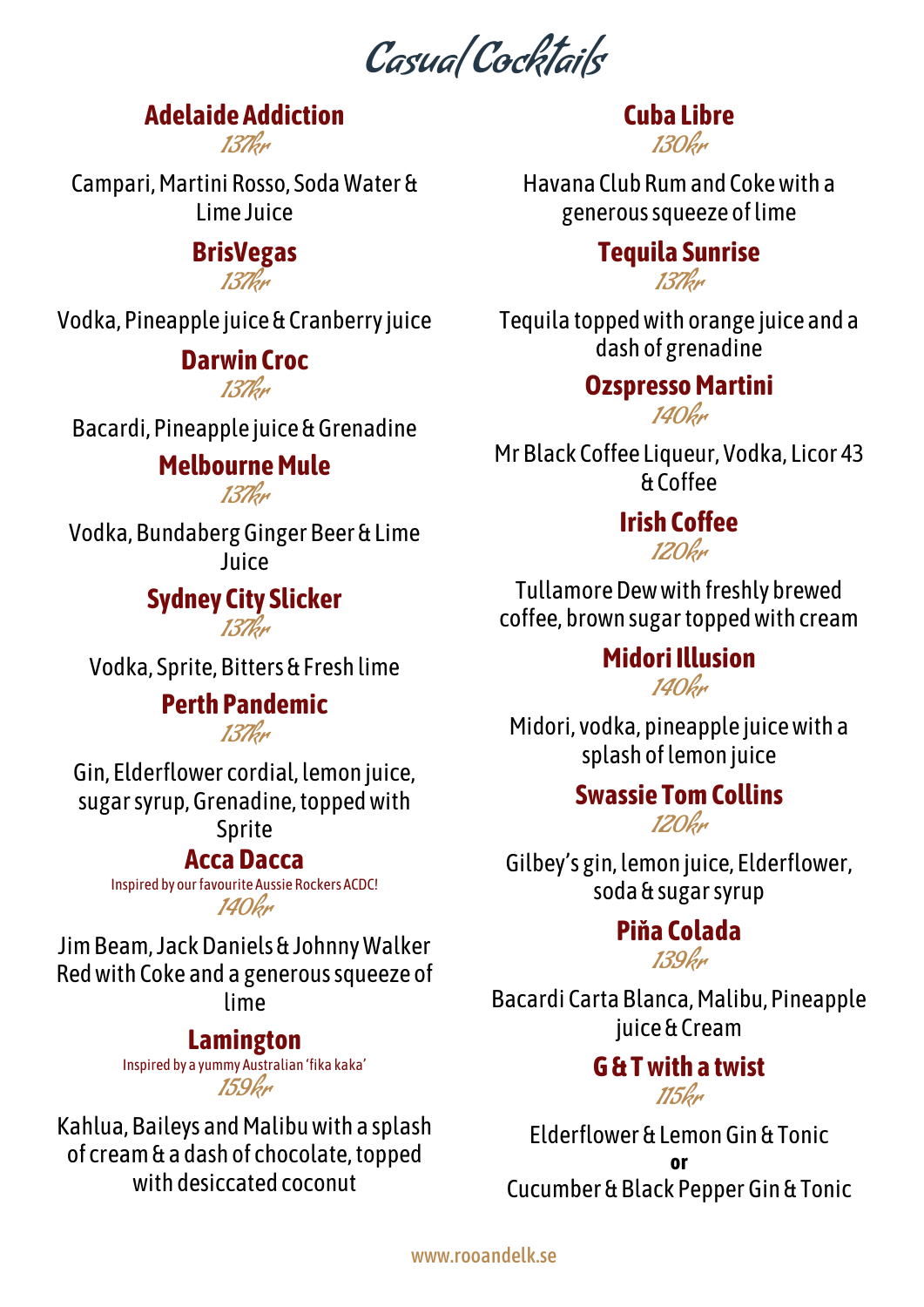# Casual Cocktails

### Adelaide Addiction
*137kr*

Campari, Martini Rosso, Soda Water & Lime Juice

### BrisVegas
*137kr*

Vodka, Pineapple juice & Cranberry juice

### Darwin Croc
*137kr*

Bacardi, Pineapple juice & Grenadine

### Melbourne Mule
*137kr*

Vodka, Bundaberg Ginger Beer & Lime Juice

### Sydney City Slicker
*137kr*

Vodka, Sprite, Bitters & Fresh lime

### Perth Pandemic
*137kr*

Gin, Elderflower cordial, lemon juice, sugar syrup, Grenadine, topped with Sprite

### Acca Dacca
Inspired by our favourite Aussie Rockers ACDC!

*140kr*

Jim Beam, Jack Daniels & Johnny Walker Red with Coke and a generous squeeze of lime

### Lamington
Inspired by a yummy Australian 'fika kaka'

*159kr*

Kahlua, Baileys and Malibu with a splash of cream & a dash of chocolate, topped with desiccated coconut

### Cuba Libre
*130kr*

Havana Club Rum and Coke with a generous squeeze of lime

### Tequila Sunrise
*137kr*

Tequila topped with orange juice and a dash of grenadine

### Ozspresso Martini
*140kr*

Mr Black Coffee Liqueur, Vodka, Licor 43 & Coffee

### Irish Coffee
*120kr*

Tullamore Dew with freshly brewed coffee, brown sugar topped with cream

### Midori Illusion
*140kr*

Midori, vodka, pineapple juice with a splash of lemon juice

### Swassie Tom Collins
*120kr*

Gilbey's gin, lemon juice, Elderflower, soda & sugar syrup

### Piña Colada
*139kr*

Bacardi Carta Blanca, Malibu, Pineapple juice & Cream

### G & T with a twist
*115kr*

Elderflower & Lemon Gin & Tonic

**or**

Cucumber & Black Pepper Gin & Tonic

www.rooandelk.se